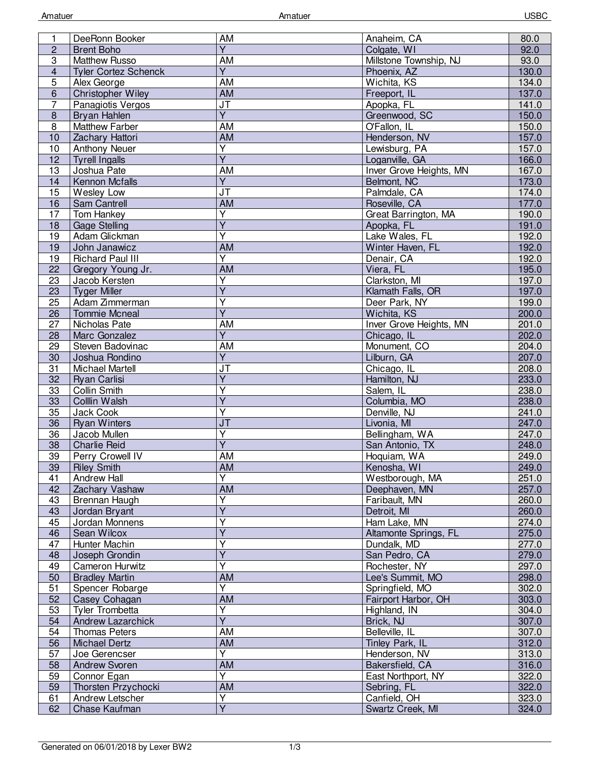| | | | | |
|---|---|---|---|---|
| 1 | DeeRonn Booker | AM | Anaheim, CA | 80.0 |
| 2 | Brent Boho | Y | Colgate, WI | 92.0 |
| 3 | Matthew Russo | AM | Millstone Township, NJ | 93.0 |
| 4 | Tyler Cortez Schenck | Y | Phoenix, AZ | 130.0 |
| 5 | Alex George | AM | Wichita, KS | 134.0 |
| 6 | Christopher Wiley | AM | Freeport, IL | 137.0 |
| 7 | Panagiotis Vergos | JT | Apopka, FL | 141.0 |
| 8 | Bryan Hahlen | Y | Greenwood, SC | 150.0 |
| 8 | Matthew Farber | AM | O'Fallon, IL | 150.0 |
| 10 | Zachary Hattori | AM | Henderson, NV | 157.0 |
| 10 | Anthony Neuer | Y | Lewisburg, PA | 157.0 |
| 12 | Tyrell Ingalls | Y | Loganville, GA | 166.0 |
| 13 | Joshua Pate | AM | Inver Grove Heights, MN | 167.0 |
| 14 | Kennon Mcfalls | Y | Belmont, NC | 173.0 |
| 15 | Wesley Low | JT | Palmdale, CA | 174.0 |
| 16 | Sam Cantrell | AM | Roseville, CA | 177.0 |
| 17 | Tom Hankey | Y | Great Barrington, MA | 190.0 |
| 18 | Gage Stelling | Y | Apopka, FL | 191.0 |
| 19 | Adam Glickman | Y | Lake Wales, FL | 192.0 |
| 19 | John Janawicz | AM | Winter Haven, FL | 192.0 |
| 19 | Richard Paul III | Y | Denair, CA | 192.0 |
| 22 | Gregory Young Jr. | AM | Viera, FL | 195.0 |
| 23 | Jacob Kersten | Y | Clarkston, MI | 197.0 |
| 23 | Tyger Miller | Y | Klamath Falls, OR | 197.0 |
| 25 | Adam Zimmerman | Y | Deer Park, NY | 199.0 |
| 26 | Tommie Mcneal | Y | Wichita, KS | 200.0 |
| 27 | Nicholas Pate | AM | Inver Grove Heights, MN | 201.0 |
| 28 | Marc Gonzalez | Y | Chicago, IL | 202.0 |
| 29 | Steven Badovinac | AM | Monument, CO | 204.0 |
| 30 | Joshua Rondino | Y | Lilburn, GA | 207.0 |
| 31 | Michael Martell | JT | Chicago, IL | 208.0 |
| 32 | Ryan Carlisi | Y | Hamilton, NJ | 233.0 |
| 33 | Collin Smith | Y | Salem, IL | 238.0 |
| 33 | Colllin Walsh | Y | Columbia, MO | 238.0 |
| 35 | Jack Cook | Y | Denville, NJ | 241.0 |
| 36 | Ryan Winters | JT | Livonia, MI | 247.0 |
| 36 | Jacob Mullen | Y | Bellingham, WA | 247.0 |
| 38 | Charlie Reid | Y | San Antonio, TX | 248.0 |
| 39 | Perry Crowell IV | AM | Hoquiam, WA | 249.0 |
| 39 | Riley Smith | AM | Kenosha, WI | 249.0 |
| 41 | Andrew Hall | Y | Westborough, MA | 251.0 |
| 42 | Zachary Vashaw | AM | Deephaven, MN | 257.0 |
| 43 | Brennan Haugh | Y | Faribault, MN | 260.0 |
| 43 | Jordan Bryant | Y | Detroit, MI | 260.0 |
| 45 | Jordan Monnens | Y | Ham Lake, MN | 274.0 |
| 46 | Sean Wilcox | Y | Altamonte Springs, FL | 275.0 |
| 47 | Hunter Machin | Y | Dundalk, MD | 277.0 |
| 48 | Joseph Grondin | Y | San Pedro, CA | 279.0 |
| 49 | Cameron Hurwitz | Y | Rochester, NY | 297.0 |
| 50 | Bradley Martin | AM | Lee's Summit, MO | 298.0 |
| 51 | Spencer Robarge | Y | Springfield, MO | 302.0 |
| 52 | Casey Cohagan | AM | Fairport Harbor, OH | 303.0 |
| 53 | Tyler Trombetta | Y | Highland, IN | 304.0 |
| 54 | Andrew Lazarchick | Y | Brick, NJ | 307.0 |
| 54 | Thomas Peters | AM | Belleville, IL | 307.0 |
| 56 | Michael Dertz | AM | Tinley Park, IL | 312.0 |
| 57 | Joe Gerencser | Y | Henderson, NV | 313.0 |
| 58 | Andrew Svoren | AM | Bakersfield, CA | 316.0 |
| 59 | Connor Egan | Y | East Northport, NY | 322.0 |
| 59 | Thorsten Przychocki | AM | Sebring, FL | 322.0 |
| 61 | Andrew Letscher | Y | Canfield, OH | 323.0 |
| 62 | Chase Kaufman | Y | Swartz Creek, MI | 324.0 |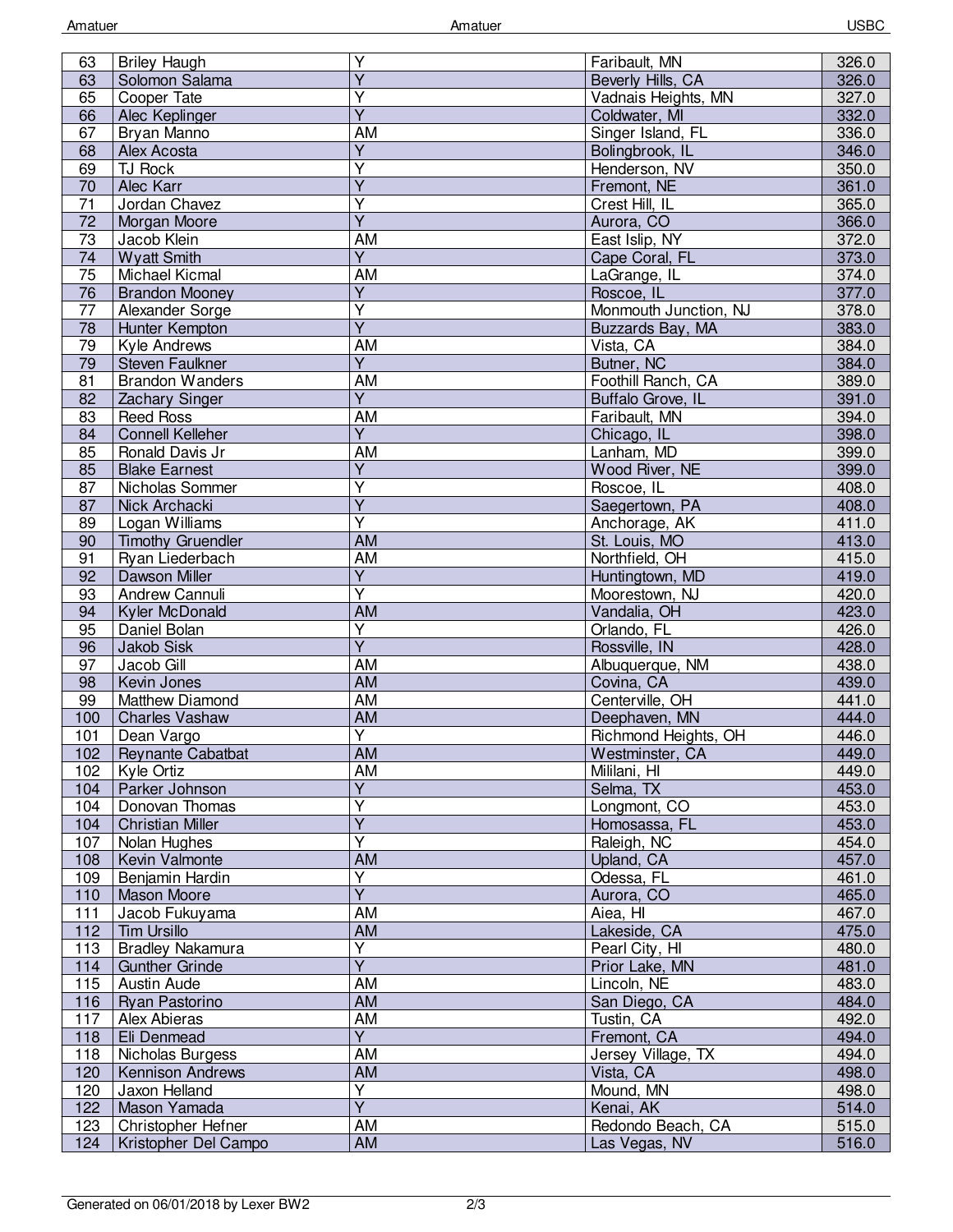| | | | | |
|---|---|---|---|---|
| 63 | Briley Haugh | Y | Faribault, MN | 326.0 |
| 63 | Solomon Salama | Y | Beverly Hills, CA | 326.0 |
| 65 | Cooper Tate | Y | Vadnais Heights, MN | 327.0 |
| 66 | Alec Keplinger | Y | Coldwater, MI | 332.0 |
| 67 | Bryan Manno | AM | Singer Island, FL | 336.0 |
| 68 | Alex Acosta | Y | Bolingbrook, IL | 346.0 |
| 69 | TJ Rock | Y | Henderson, NV | 350.0 |
| 70 | Alec Karr | Y | Fremont, NE | 361.0 |
| 71 | Jordan Chavez | Y | Crest Hill, IL | 365.0 |
| 72 | Morgan Moore | Y | Aurora, CO | 366.0 |
| 73 | Jacob Klein | AM | East Islip, NY | 372.0 |
| 74 | Wyatt Smith | Y | Cape Coral, FL | 373.0 |
| 75 | Michael Kicmal | AM | LaGrange, IL | 374.0 |
| 76 | Brandon Mooney | Y | Roscoe, IL | 377.0 |
| 77 | Alexander Sorge | Y | Monmouth Junction, NJ | 378.0 |
| 78 | Hunter Kempton | Y | Buzzards Bay, MA | 383.0 |
| 79 | Kyle Andrews | AM | Vista, CA | 384.0 |
| 79 | Steven Faulkner | Y | Butner, NC | 384.0 |
| 81 | Brandon Wanders | AM | Foothill Ranch, CA | 389.0 |
| 82 | Zachary Singer | Y | Buffalo Grove, IL | 391.0 |
| 83 | Reed Ross | AM | Faribault, MN | 394.0 |
| 84 | Connell Kelleher | Y | Chicago, IL | 398.0 |
| 85 | Ronald Davis Jr | AM | Lanham, MD | 399.0 |
| 85 | Blake Earnest | Y | Wood River, NE | 399.0 |
| 87 | Nicholas Sommer | Y | Roscoe, IL | 408.0 |
| 87 | Nick Archacki | Y | Saegertown, PA | 408.0 |
| 89 | Logan Williams | Y | Anchorage, AK | 411.0 |
| 90 | Timothy Gruendler | AM | St. Louis, MO | 413.0 |
| 91 | Ryan Liederbach | AM | Northfield, OH | 415.0 |
| 92 | Dawson Miller | Y | Huntingtown, MD | 419.0 |
| 93 | Andrew Cannuli | Y | Moorestown, NJ | 420.0 |
| 94 | Kyler McDonald | AM | Vandalia, OH | 423.0 |
| 95 | Daniel Bolan | Y | Orlando, FL | 426.0 |
| 96 | Jakob Sisk | Y | Rossville, IN | 428.0 |
| 97 | Jacob Gill | AM | Albuquerque, NM | 438.0 |
| 98 | Kevin Jones | AM | Covina, CA | 439.0 |
| 99 | Matthew Diamond | AM | Centerville, OH | 441.0 |
| 100 | Charles Vashaw | AM | Deephaven, MN | 444.0 |
| 101 | Dean Vargo | Y | Richmond Heights, OH | 446.0 |
| 102 | Reynante Cabatbat | AM | Westminster, CA | 449.0 |
| 102 | Kyle Ortiz | AM | Mililani, HI | 449.0 |
| 104 | Parker Johnson | Y | Selma, TX | 453.0 |
| 104 | Donovan Thomas | Y | Longmont, CO | 453.0 |
| 104 | Christian Miller | Y | Homosassa, FL | 453.0 |
| 107 | Nolan Hughes | Y | Raleigh, NC | 454.0 |
| 108 | Kevin Valmonte | AM | Upland, CA | 457.0 |
| 109 | Benjamin Hardin | Y | Odessa, FL | 461.0 |
| 110 | Mason Moore | Y | Aurora, CO | 465.0 |
| 111 | Jacob Fukuyama | AM | Aiea, HI | 467.0 |
| 112 | Tim Ursillo | AM | Lakeside, CA | 475.0 |
| 113 | Bradley Nakamura | Y | Pearl City, HI | 480.0 |
| 114 | Gunther Grinde | Y | Prior Lake, MN | 481.0 |
| 115 | Austin Aude | AM | Lincoln, NE | 483.0 |
| 116 | Ryan Pastorino | AM | San Diego, CA | 484.0 |
| 117 | Alex Abieras | AM | Tustin, CA | 492.0 |
| 118 | Eli Denmead | Y | Fremont, CA | 494.0 |
| 118 | Nicholas Burgess | AM | Jersey Village, TX | 494.0 |
| 120 | Kennison Andrews | AM | Vista, CA | 498.0 |
| 120 | Jaxon Helland | Y | Mound, MN | 498.0 |
| 122 | Mason Yamada | Y | Kenai, AK | 514.0 |
| 123 | Christopher Hefner | AM | Redondo Beach, CA | 515.0 |
| 124 | Kristopher Del Campo | AM | Las Vegas, NV | 516.0 |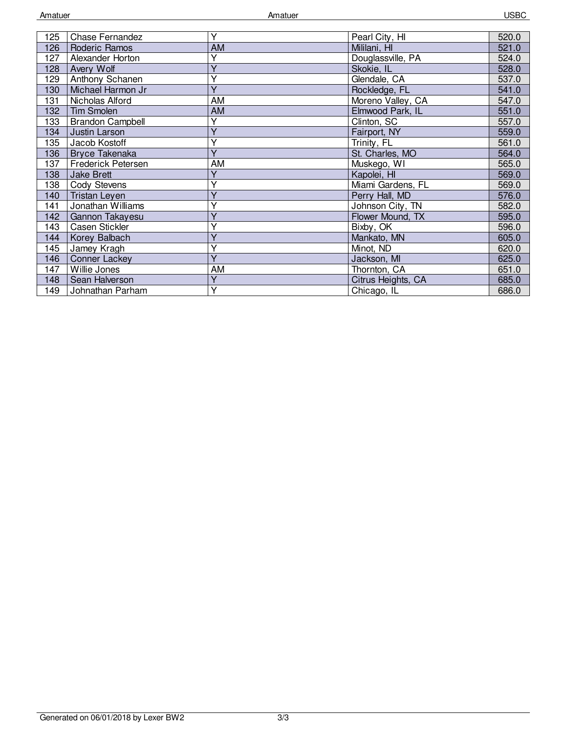| | | | | |
|---|---|---|---|---|
| 125 | Chase Fernandez | Y | Pearl City, HI | 520.0 |
| 126 | Roderic Ramos | AM | Mililani, HI | 521.0 |
| 127 | Alexander Horton | Y | Douglassville, PA | 524.0 |
| 128 | Avery Wolf | Y | Skokie, IL | 528.0 |
| 129 | Anthony Schanen | Y | Glendale, CA | 537.0 |
| 130 | Michael Harmon Jr | Y | Rockledge, FL | 541.0 |
| 131 | Nicholas Alford | AM | Moreno Valley, CA | 547.0 |
| 132 | Tim Smolen | AM | Elmwood Park, IL | 551.0 |
| 133 | Brandon Campbell | Y | Clinton, SC | 557.0 |
| 134 | Justin Larson | Y | Fairport, NY | 559.0 |
| 135 | Jacob Kostoff | Y | Trinity, FL | 561.0 |
| 136 | Bryce Takenaka | Y | St. Charles, MO | 564.0 |
| 137 | Frederick Petersen | AM | Muskego, WI | 565.0 |
| 138 | Jake Brett | Y | Kapolei, HI | 569.0 |
| 138 | Cody Stevens | Y | Miami Gardens, FL | 569.0 |
| 140 | Tristan Leyen | Y | Perry Hall, MD | 576.0 |
| 141 | Jonathan Williams | Y | Johnson City, TN | 582.0 |
| 142 | Gannon Takayesu | Y | Flower Mound, TX | 595.0 |
| 143 | Casen Stickler | Y | Bixby, OK | 596.0 |
| 144 | Korey Balbach | Y | Mankato, MN | 605.0 |
| 145 | Jamey Kragh | Y | Minot, ND | 620.0 |
| 146 | Conner Lackey | Y | Jackson, MI | 625.0 |
| 147 | Willie Jones | AM | Thornton, CA | 651.0 |
| 148 | Sean Halverson | Y | Citrus Heights, CA | 685.0 |
| 149 | Johnathan Parham | Y | Chicago, IL | 686.0 |

Generated on 06/01/2018 by Lexer BW2